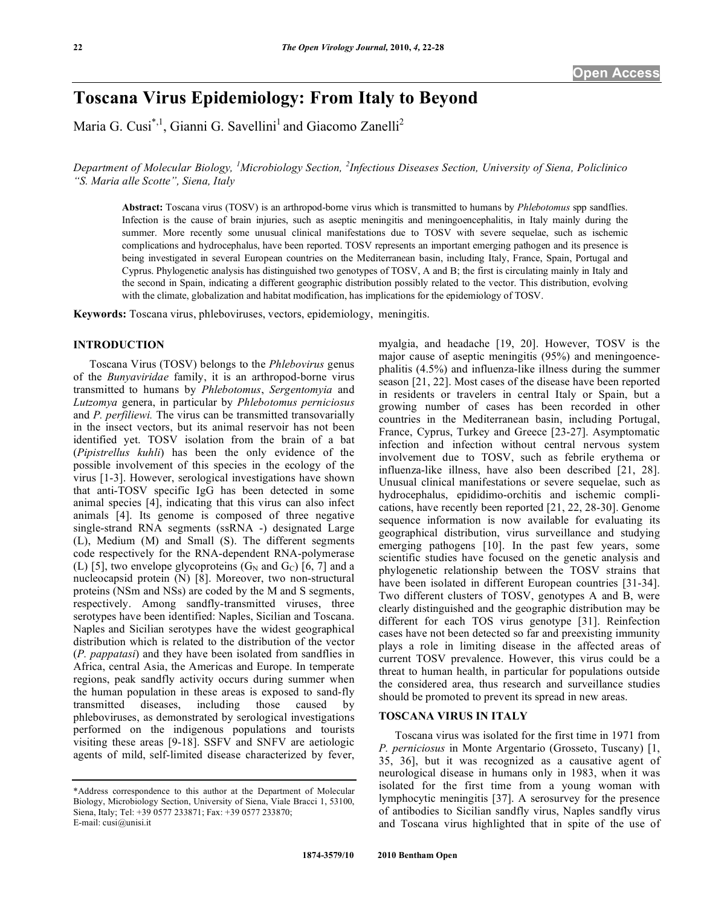# Toscana Virus Epidemiology: From Italy to Beyond

Maria G. Cusi*[,1], Gianni G. Savellini[1] and Giacomo Zanelli[2]

*Department of Molecular Biology, [1]Microbiology Section, [2]Infectious Diseases Section, University of Siena, Policlinico "S. Maria alle Scotte", Siena, Italy*

**Abstract:** Toscana virus (TOSV) is an arthropod-borne virus which is transmitted to humans by *Phlebotomus* spp sandflies. Infection is the cause of brain injuries, such as aseptic meningitis and meningoencephalitis, in Italy mainly during the summer. More recently some unusual clinical manifestations due to TOSV with severe sequelae, such as ischemic complications and hydrocephalus, have been reported. TOSV represents an important emerging pathogen and its presence is being investigated in several European countries on the Mediterranean basin, including Italy, France, Spain, Portugal and Cyprus. Phylogenetic analysis has distinguished two genotypes of TOSV, A and B; the first is circulating mainly in Italy and the second in Spain, indicating a different geographic distribution possibly related to the vector. This distribution, evolving with the climate, globalization and habitat modification, has implications for the epidemiology of TOSV.

**Keywords:** Toscana virus, phleboviruses, vectors, epidemiology, meningitis.

## INTRODUCTION

Toscana Virus (TOSV) belongs to the *Phlebovirus* genus of the *Bunyaviridae* family, it is an arthropod-borne virus transmitted to humans by *Phlebotomus*, *Sergentomyia* and *Lutzomya* genera, in particular by *Phlebotomus perniciosus* and *P. perfiliewi.* The virus can be transmitted transovarially in the insect vectors, but its animal reservoir has not been identified yet. TOSV isolation from the brain of a bat (*Pipistrellus kuhli*) has been the only evidence of the possible involvement of this species in the ecology of the virus [1-3]. However, serological investigations have shown that anti-TOSV specific IgG has been detected in some animal species [4], indicating that this virus can also infect animals [4]. Its genome is composed of three negative single-strand RNA segments (ssRNA -) designated Large (L), Medium (M) and Small (S). The different segments code respectively for the RNA-dependent RNA-polymerase (L) [5], two envelope glycoproteins ($G_N$ and $G_C$) [6, 7] and a nucleocapsid protein (N) [8]. Moreover, two non-structural proteins (NSm and NSs) are coded by the M and S segments, respectively. Among sandfly-transmitted viruses, three serotypes have been identified: Naples, Sicilian and Toscana. Naples and Sicilian serotypes have the widest geographical distribution which is related to the distribution of the vector (*P. pappatasi*) and they have been isolated from sandflies in Africa, central Asia, the Americas and Europe. In temperate regions, peak sandfly activity occurs during summer when the human population in these areas is exposed to sand-fly transmitted diseases, including those caused by phleboviruses, as demonstrated by serological investigations performed on the indigenous populations and tourists visiting these areas [9-18]. SSFV and SNFV are aetiologic agents of mild, self-limited disease characterized by fever, myalgia, and headache [19, 20]. However, TOSV is the major cause of aseptic meningitis (95%) and meningoencephalitis (4.5%) and influenza-like illness during the summer season [21, 22]. Most cases of the disease have been reported in residents or travelers in central Italy or Spain, but a growing number of cases has been recorded in other countries in the Mediterranean basin, including Portugal, France, Cyprus, Turkey and Greece [23-27]. Asymptomatic infection and infection without central nervous system involvement due to TOSV, such as febrile erythema or influenza-like illness, have also been described [21, 28]. Unusual clinical manifestations or severe sequelae, such as hydrocephalus, epididimo-orchitis and ischemic complications, have recently been reported [21, 22, 28-30]. Genome sequence information is now available for evaluating its geographical distribution, virus surveillance and studying emerging pathogens [10]. In the past few years, some scientific studies have focused on the genetic analysis and phylogenetic relationship between the TOSV strains that have been isolated in different European countries [31-34]. Two different clusters of TOSV, genotypes A and B, were clearly distinguished and the geographic distribution may be different for each TOS virus genotype [31]. Reinfection cases have not been detected so far and preexisting immunity plays a role in limiting disease in the affected areas of current TOSV prevalence. However, this virus could be a threat to human health, in particular for populations outside the considered area, thus research and surveillance studies should be promoted to prevent its spread in new areas.

## TOSCANA VIRUS IN ITALY

Toscana virus was isolated for the first time in 1971 from *P. perniciosus* in Monte Argentario (Grosseto, Tuscany) [1, 35, 36], but it was recognized as a causative agent of neurological disease in humans only in 1983, when it was isolated for the first time from a young woman with lymphocytic meningitis [37]. A serosurvey for the presence of antibodies to Sicilian sandfly virus, Naples sandfly virus and Toscana virus highlighted that in spite of the use of

*Address correspondence to this author at the Department of Molecular Biology, Microbiology Section, University of Siena, Via Bracci 1, 53100, Siena, Italy; Tel: +39 0577 233871; Fax: +39 0577 233870; E-mail: cusi@unisi.it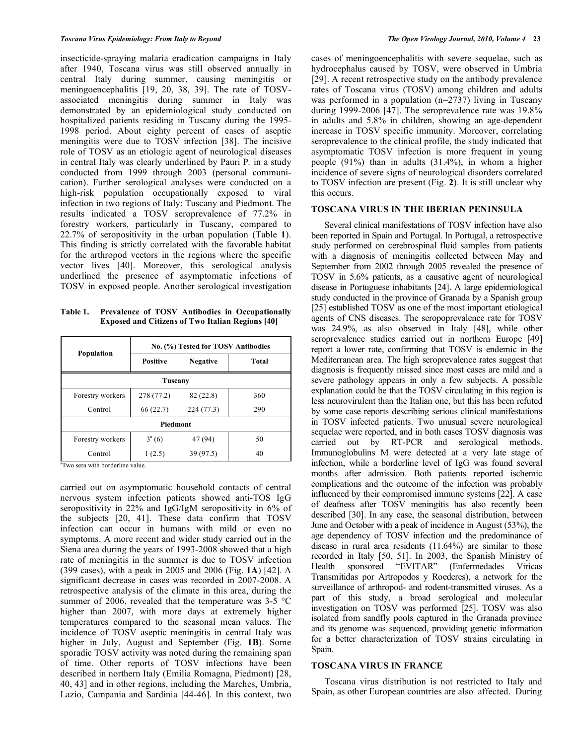insecticide-spraying malaria eradication campaigns in Italy after 1940, Toscana virus was still observed annually in central Italy during summer, causing meningitis or meningoencephalitis [19, 20, 38, 39]. The rate of TOSV-associated meningitis during summer in Italy was demonstrated by an epidemiological study conducted on hospitalized patients residing in Tuscany during the 1995-1998 period. About eighty percent of cases of aseptic meningitis were due to TOSV infection [38]. The incisive role of TOSV as an etiologic agent of neurological diseases in central Italy was clearly underlined by Pauri P. in a study conducted from 1999 through 2003 (personal communication). Further serological analyses were conducted on a high-risk population occupationally exposed to viral infection in two regions of Italy: Tuscany and Piedmont. The results indicated a TOSV seroprevalence of 77.2% in forestry workers, particularly in Tuscany, compared to 22.7% of seropositivity in the urban population (Table **1**). This finding is strictly correlated with the favorable habitat for the arthropod vectors in the regions where the specific vector lives [40]. Moreover, this serological analysis underlined the presence of asymptomatic infections of TOSV in exposed people. Another serological investigation carried out on asymptomatic household contacts of central nervous system infection patients showed anti-TOS IgG seropositivity in 22% and IgG/IgM seropositivity in 6% of the subjects [20, 41]. These data confirm that TOSV infection can occur in humans with mild or even no symptoms. A more recent and wider study carried out in the Siena area during the years of 1993-2008 showed that a high rate of meningitis in the summer is due to TOSV infection (399 cases), with a peak in 2005 and 2006 (Fig. **1A**) [42]. A significant decrease in cases was recorded in 2007-2008. A retrospective analysis of the climate in this area, during the summer of 2006, revealed that the temperature was 3-5 °C higher than 2007, with more days at extremely higher temperatures compared to the seasonal mean values. The incidence of TOSV aseptic meningitis in central Italy was higher in July, August and September (Fig. **1B**). Some sporadic TOSV activity was noted during the remaining span of time. Other reports of TOSV infections have been described in northern Italy (Emilia Romagna, Piedmont) [28, 40, 43] and in other regions, including the Marches, Umbria, Lazio, Campania and Sardinia [44-46]. In this context, two cases of meningoencephalitis with severe sequelae, such as hydrocephalus caused by TOSV, were observed in Umbria [29]. A recent retrospective study on the antibody prevalence rates of Toscana virus (TOSV) among children and adults was performed in a population (n=2737) living in Tuscany during 1999-2006 [47]. The seroprevalence rate was 19.8% in adults and 5.8% in children, showing an age-dependent increase in TOSV specific immunity. Moreover, correlating seroprevalence to the clinical profile, the study indicated that asymptomatic TOSV infection is more frequent in young people (91%) than in adults (31.4%), in whom a higher incidence of severe signs of neurological disorders correlated to TOSV infection are present (Fig. **2**). It is still unclear why this occurs.

**Table 1. Prevalence of TOSV Antibodies in Occupationally Exposed and Citizens of Two Italian Regions [40]**

| Population | No. (%) Tested for TOSV Antibodies | | |
|---|---|---|---|
| | Positive | Negative | Total |
| **Tuscany** | | | |
| Forestry workers | 278 (77.2) | 82 (22.8) | 360 |
| Control | 66 (22.7) | 224 (77.3) | 290 |
| **Piedmont** | | | |
| Forestry workers | 3[a] (6) | 47 (94) | 50 |
| Control | 1 (2.5) | 39 (97.5) | 40 |

[a]Two sera with borderline value.

## TOSCANA VIRUS IN THE IBERIAN PENINSULA

Several clinical manifestations of TOSV infection have also been reported in Spain and Portugal. In Portugal, a retrospective study performed on cerebrospinal fluid samples from patients with a diagnosis of meningitis collected between May and September from 2002 through 2005 revealed the presence of TOSV in 5.6% patients, as a causative agent of neurological disease in Portuguese inhabitants [24]. A large epidemiological study conducted in the province of Granada by a Spanish group [25] established TOSV as one of the most important etiological agents of CNS diseases. The seropoprevalence rate for TOSV was 24.9%, as also observed in Italy [48], while other seroprevalence studies carried out in northern Europe [49] report a lower rate, confirming that TOSV is endemic in the Mediterranean area. The high seroprevalence rates suggest that diagnosis is frequently missed since most cases are mild and a severe pathology appears in only a few subjects. A possible explanation could be that the TOSV circulating in this region is less neurovirulent than the Italian one, but this has been refuted by some case reports describing serious clinical manifestations in TOSV infected patients. Two unusual severe neurological sequelae were reported, and in both cases TOSV diagnosis was carried out by RT-PCR and serological methods. Immunoglobulins M were detected at a very late stage of infection, while a borderline level of IgG was found several months after admission. Both patients reported ischemic complications and the outcome of the infection was probably influenced by their compromised immune systems [22]. A case of deafness after TOSV meningitis has also recently been described [30]. In any case, the seasonal distribution, between June and October with a peak of incidence in August (53%), the age dependency of TOSV infection and the predominance of disease in rural area residents (11.64%) are similar to those recorded in Italy [50, 51]. In 2003, the Spanish Ministry of Health sponsored "EVITAR" (Enfermedades Viricas Transmitidas por Artropodos y Roederes), a network for the surveillance of arthropod- and rodent-transmitted viruses. As a part of this study, a broad serological and molecular investigation on TOSV was performed [25]. TOSV was also isolated from sandfly pools captured in the Granada province and its genome was sequenced, providing genetic information for a better characterization of TOSV strains circulating in Spain.

## TOSCANA VIRUS IN FRANCE

Toscana virus distribution is not restricted to Italy and Spain, as other European countries are also affected. During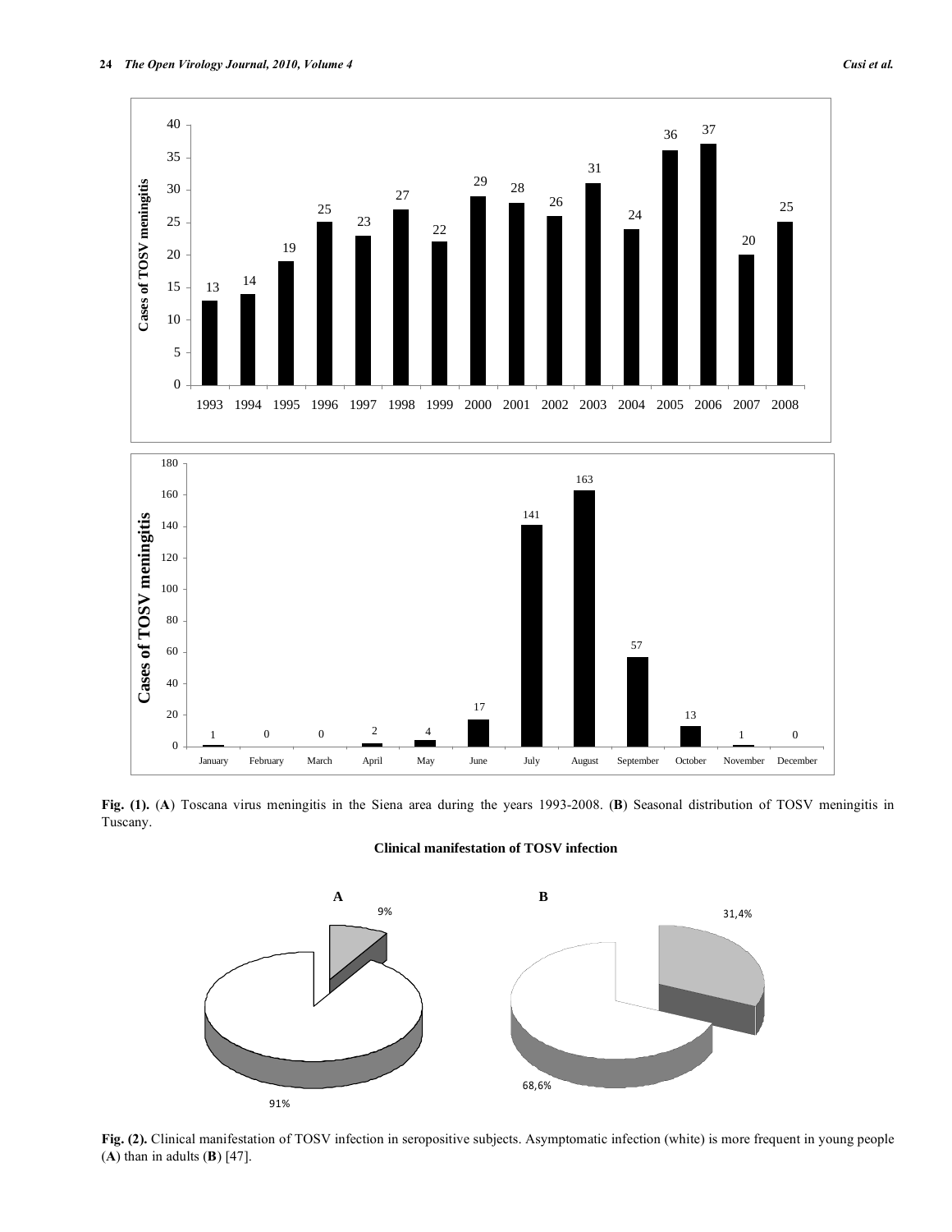**Fig. (1).** (**A**) Toscana virus meningitis in the Siena area during the years 1993-2008. (**B**) Seasonal distribution of TOSV meningitis in Tuscany.

**Fig. (2).** Clinical manifestation of TOSV infection in seropositive subjects. Asymptomatic infection (white) is more frequent in young people (**A**) than in adults (**B**) [47].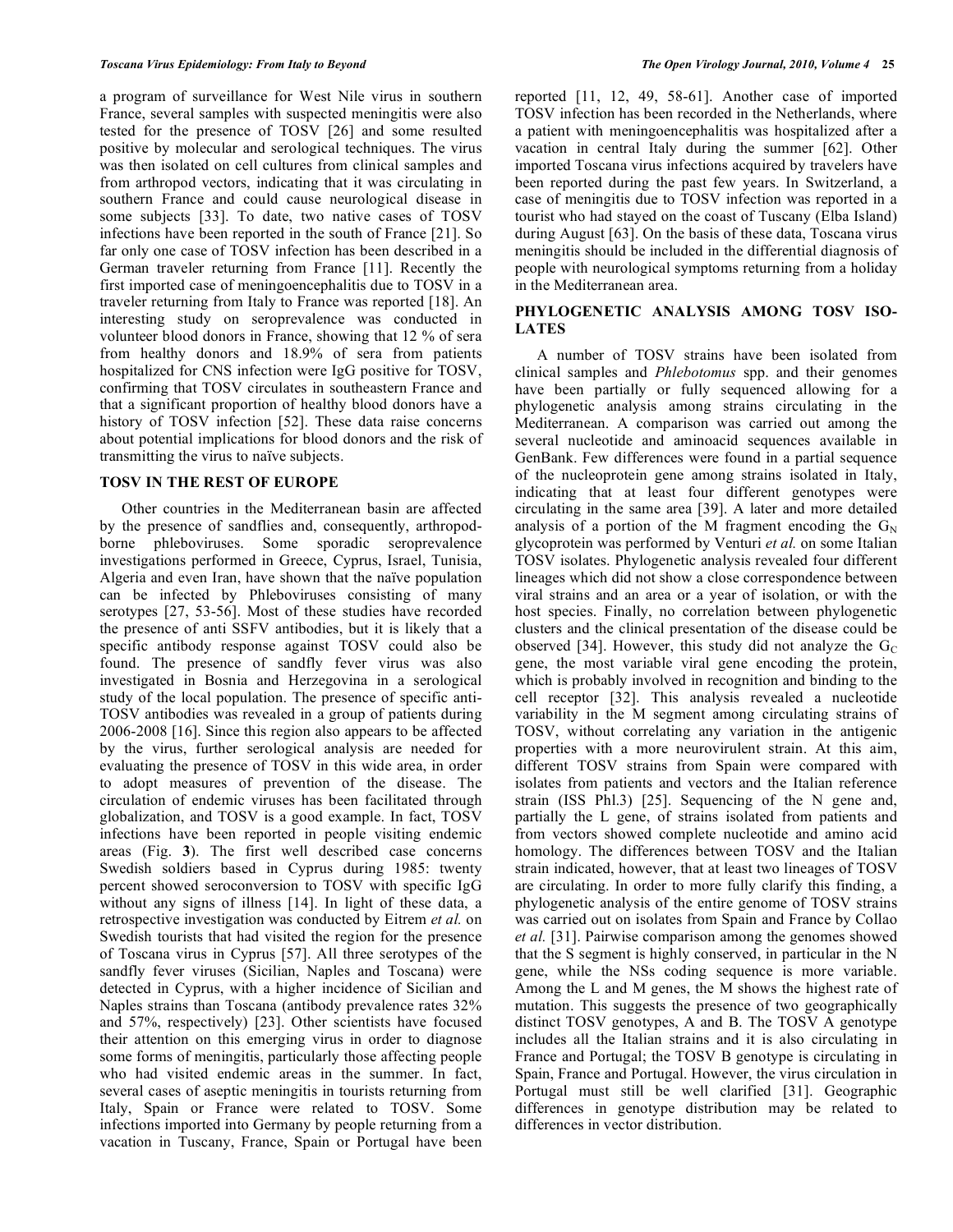a program of surveillance for West Nile virus in southern France, several samples with suspected meningitis were also tested for the presence of TOSV [26] and some resulted positive by molecular and serological techniques. The virus was then isolated on cell cultures from clinical samples and from arthropod vectors, indicating that it was circulating in southern France and could cause neurological disease in some subjects [33]. To date, two native cases of TOSV infections have been reported in the south of France [21]. So far only one case of TOSV infection has been described in a German traveler returning from France [11]. Recently the first imported case of meningoencephalitis due to TOSV in a traveler returning from Italy to France was reported [18]. An interesting study on seroprevalence was conducted in volunteer blood donors in France, showing that 12 % of sera from healthy donors and 18.9% of sera from patients hospitalized for CNS infection were IgG positive for TOSV, confirming that TOSV circulates in southeastern France and that a significant proportion of healthy blood donors have a history of TOSV infection [52]. These data raise concerns about potential implications for blood donors and the risk of transmitting the virus to naïve subjects.

## TOSV IN THE REST OF EUROPE

Other countries in the Mediterranean basin are affected by the presence of sandflies and, consequently, arthropod-borne phleboviruses. Some sporadic seroprevalence investigations performed in Greece, Cyprus, Israel, Tunisia, Algeria and even Iran, have shown that the naïve population can be infected by Phleboviruses consisting of many serotypes [27, 53-56]. Most of these studies have recorded the presence of anti SSFV antibodies, but it is likely that a specific antibody response against TOSV could also be found. The presence of sandfly fever virus was also investigated in Bosnia and Herzegovina in a serological study of the local population. The presence of specific anti-TOSV antibodies was revealed in a group of patients during 2006-2008 [16]. Since this region also appears to be affected by the virus, further serological analysis are needed for evaluating the presence of TOSV in this wide area, in order to adopt measures of prevention of the disease. The circulation of endemic viruses has been facilitated through globalization, and TOSV is a good example. In fact, TOSV infections have been reported in people visiting endemic areas (Fig. **3**). The first well described case concerns Swedish soldiers based in Cyprus during 1985: twenty percent showed seroconversion to TOSV with specific IgG without any signs of illness [14]. In light of these data, a retrospective investigation was conducted by Eitrem *et al.* on Swedish tourists that had visited the region for the presence of Toscana virus in Cyprus [57]. All three serotypes of the sandfly fever viruses (Sicilian, Naples and Toscana) were detected in Cyprus, with a higher incidence of Sicilian and Naples strains than Toscana (antibody prevalence rates 32% and 57%, respectively) [23]. Other scientists have focused their attention on this emerging virus in order to diagnose some forms of meningitis, particularly those affecting people who had visited endemic areas in the summer. In fact, several cases of aseptic meningitis in tourists returning from Italy, Spain or France were related to TOSV. Some infections imported into Germany by people returning from a vacation in Tuscany, France, Spain or Portugal have been reported [11, 12, 49, 58-61]. Another case of imported TOSV infection has been recorded in the Netherlands, where a patient with meningoencephalitis was hospitalized after a vacation in central Italy during the summer [62]. Other imported Toscana virus infections acquired by travelers have been reported during the past few years. In Switzerland, a case of meningitis due to TOSV infection was reported in a tourist who had stayed on the coast of Tuscany (Elba Island) during August [63]. On the basis of these data, Toscana virus meningitis should be included in the differential diagnosis of people with neurological symptoms returning from a holiday in the Mediterranean area.

## PHYLOGENETIC ANALYSIS AMONG TOSV ISOLATES

A number of TOSV strains have been isolated from clinical samples and *Phlebotomus* spp. and their genomes have been partially or fully sequenced allowing for a phylogenetic analysis among strains circulating in the Mediterranean. A comparison was carried out among the several nucleotide and aminoacid sequences available in GenBank. Few differences were found in a partial sequence of the nucleoprotein gene among strains isolated in Italy, indicating that at least four different genotypes were circulating in the same area [39]. A later and more detailed analysis of a portion of the M fragment encoding the $G_N$ glycoprotein was performed by Venturi *et al.* on some Italian TOSV isolates. Phylogenetic analysis revealed four different lineages which did not show a close correspondence between viral strains and an area or a year of isolation, or with the host species. Finally, no correlation between phylogenetic clusters and the clinical presentation of the disease could be observed [34]. However, this study did not analyze the $G_C$ gene, the most variable viral gene encoding the protein, which is probably involved in recognition and binding to the cell receptor [32]. This analysis revealed a nucleotide variability in the M segment among circulating strains of TOSV, without correlating any variation in the antigenic properties with a more neurovirulent strain. At this aim, different TOSV strains from Spain were compared with isolates from patients and vectors and the Italian reference strain (ISS Phl.3) [25]. Sequencing of the N gene and, partially the L gene, of strains isolated from patients and from vectors showed complete nucleotide and amino acid homology. The differences between TOSV and the Italian strain indicated, however, that at least two lineages of TOSV are circulating. In order to more fully clarify this finding, a phylogenetic analysis of the entire genome of TOSV strains was carried out on isolates from Spain and France by Collao *et al.* [31]. Pairwise comparison among the genomes showed that the S segment is highly conserved, in particular in the N gene, while the NSs coding sequence is more variable. Among the L and M genes, the M shows the highest rate of mutation. This suggests the presence of two geographically distinct TOSV genotypes, A and B. The TOSV A genotype includes all the Italian strains and it is also circulating in France and Portugal; the TOSV B genotype is circulating in Spain, France and Portugal. However, the virus circulation in Portugal must still be well clarified [31]. Geographic differences in genotype distribution may be related to differences in vector distribution.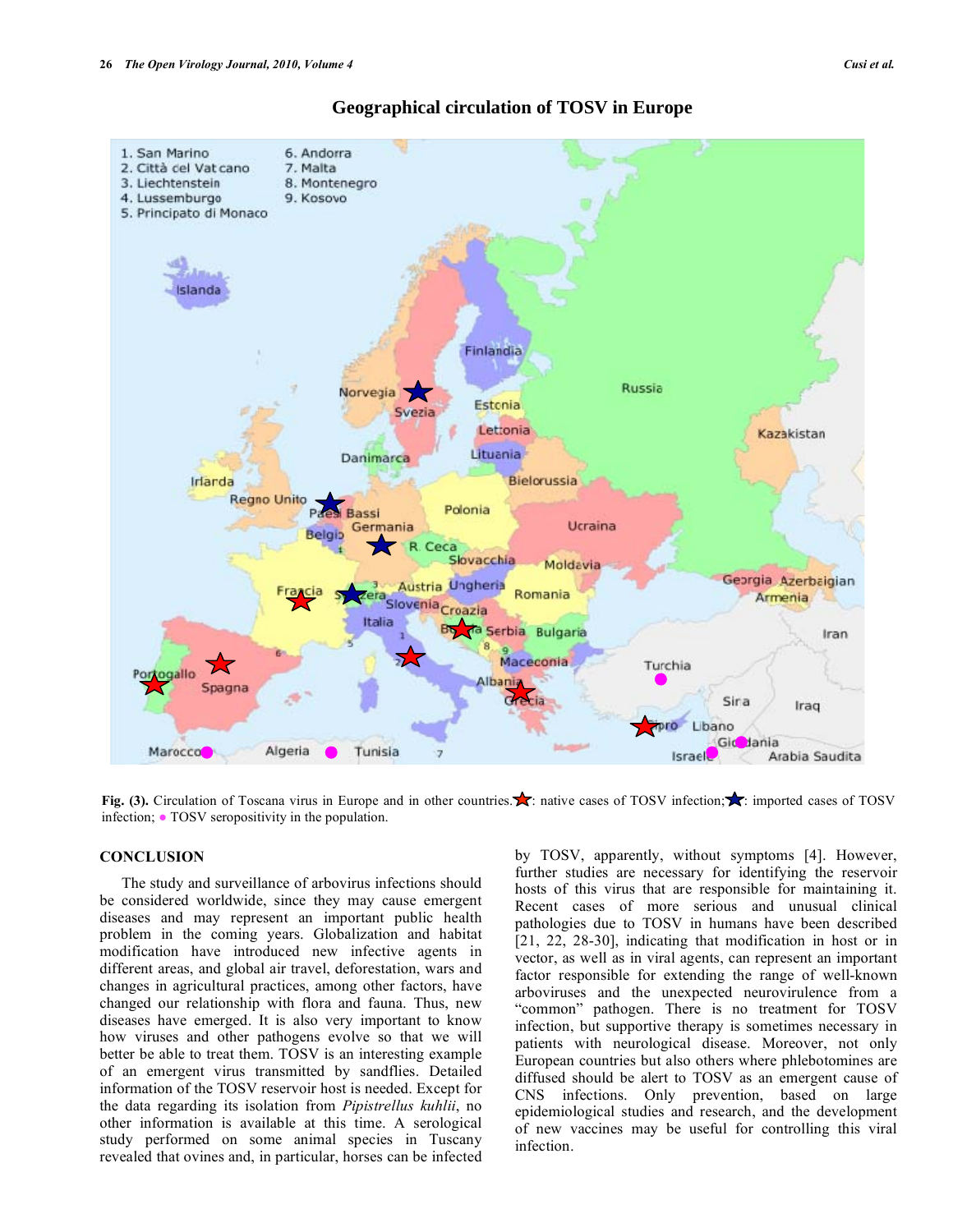## Geographical circulation of TOSV in Europe

Fig. (3). Circulation of Toscana virus in Europe and in other countries. ★: native cases of TOSV infection; ★: imported cases of TOSV infection; ● TOSV seropositivity in the population.

## CONCLUSION

The study and surveillance of arbovirus infections should be considered worldwide, since they may cause emergent diseases and may represent an important public health problem in the coming years. Globalization and habitat modification have introduced new infective agents in different areas, and global air travel, deforestation, wars and changes in agricultural practices, among other factors, have changed our relationship with flora and fauna. Thus, new diseases have emerged. It is also very important to know how viruses and other pathogens evolve so that we will better be able to treat them. TOSV is an interesting example of an emergent virus transmitted by sandflies. Detailed information of the TOSV reservoir host is needed. Except for the data regarding its isolation from *Pipistrellus kuhlii*, no other information is available at this time. A serological study performed on some animal species in Tuscany revealed that ovines and, in particular, horses can be infected by TOSV, apparently, without symptoms [4]. However, further studies are necessary for identifying the reservoir hosts of this virus that are responsible for maintaining it. Recent cases of more serious and unusual clinical pathologies due to TOSV in humans have been described [21, 22, 28-30], indicating that modification in host or in vector, as well as in viral agents, can represent an important factor responsible for extending the range of well-known arboviruses and the unexpected neurovirulence from a "common" pathogen. There is no treatment for TOSV infection, but supportive therapy is sometimes necessary in patients with neurological disease. Moreover, not only European countries but also others where phlebotomines are diffused should be alert to TOSV as an emergent cause of CNS infections. Only prevention, based on large epidemiological studies and research, and the development of new vaccines may be useful for controlling this viral infection.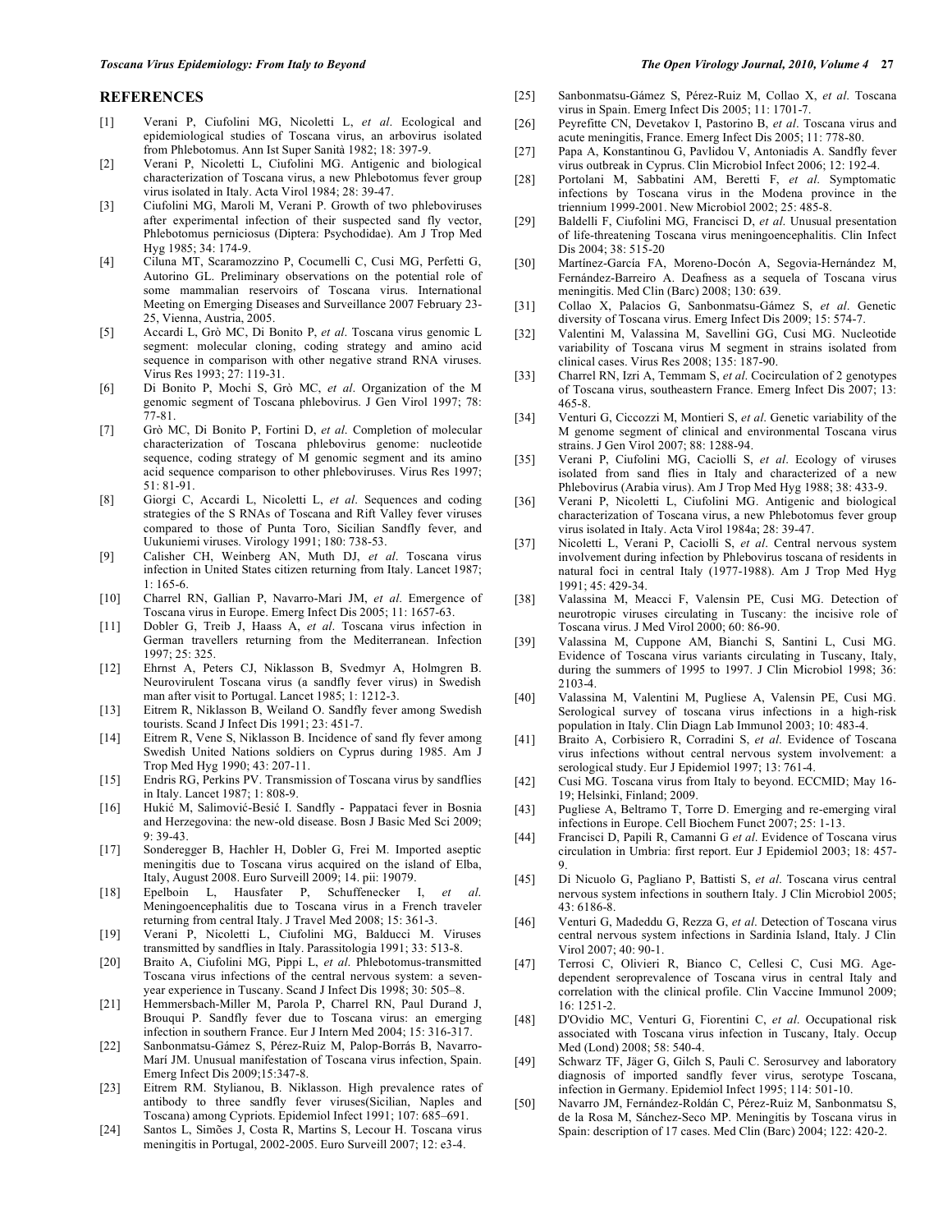## REFERENCES

[1] Verani P, Ciufolini MG, Nicoletti L, *et al*. Ecological and epidemiological studies of Toscana virus, an arbovirus isolated from Phlebotomus. Ann Ist Super Sanità 1982; 18: 397-9.

[2] Verani P, Nicoletti L, Ciufolini MG. Antigenic and biological characterization of Toscana virus, a new Phlebotomus fever group virus isolated in Italy. Acta Virol 1984; 28: 39-47.

[3] Ciufolini MG, Maroli M, Verani P. Growth of two phleboviruses after experimental infection of their suspected sand fly vector, Phlebotomus perniciosus (Diptera: Psychodidae). Am J Trop Med Hyg 1985; 34: 174-9.

[4] Ciluna MT, Scaramozzino P, Cocumelli C, Cusi MG, Perfetti G, Autorino GL. Preliminary observations on the potential role of some mammalian reservoirs of Toscana virus. International Meeting on Emerging Diseases and Surveillance 2007 February 23-25, Vienna, Austria, 2005.

[5] Accardi L, Grò MC, Di Bonito P, *et al*. Toscana virus genomic L segment: molecular cloning, coding strategy and amino acid sequence in comparison with other negative strand RNA viruses. Virus Res 1993; 27: 119-31.

[6] Di Bonito P, Mochi S, Grò MC, *et al*. Organization of the M genomic segment of Toscana phlebovirus. J Gen Virol 1997; 78: 77-81.

[7] Grò MC, Di Bonito P, Fortini D, *et al*. Completion of molecular characterization of Toscana phlebovirus genome: nucleotide sequence, coding strategy of M genomic segment and its amino acid sequence comparison to other phleboviruses. Virus Res 1997; 51: 81-91.

[8] Giorgi C, Accardi L, Nicoletti L, *et al*. Sequences and coding strategies of the S RNAs of Toscana and Rift Valley fever viruses compared to those of Punta Toro, Sicilian Sandfly fever, and Uukuniemi viruses. Virology 1991; 180: 738-53.

[9] Calisher CH, Weinberg AN, Muth DJ, *et al*. Toscana virus infection in United States citizen returning from Italy. Lancet 1987; 1: 165-6.

[10] Charrel RN, Gallian P, Navarro-Mari JM, *et al*. Emergence of Toscana virus in Europe. Emerg Infect Dis 2005; 11: 1657-63.

[11] Dobler G, Treib J, Haass A, *et al*. Toscana virus infection in German travellers returning from the Mediterranean. Infection 1997; 25: 325.

[12] Ehrnst A, Peters CJ, Niklasson B, Svedmyr A, Holmgren B. Neurovirulent Toscana virus (a sandfly fever virus) in Swedish man after visit to Portugal. Lancet 1985; 1: 1212-3.

[13] Eitrem R, Niklasson B, Weiland O. Sandfly fever among Swedish tourists. Scand J Infect Dis 1991; 23: 451-7.

[14] Eitrem R, Vene S, Niklasson B. Incidence of sand fly fever among Swedish United Nations soldiers on Cyprus during 1985. Am J Trop Med Hyg 1990; 43: 207-11.

[15] Endris RG, Perkins PV. Transmission of Toscana virus by sandflies in Italy. Lancet 1987; 1: 808-9.

[16] Hukić M, Salimović-Besić I. Sandfly - Pappataci fever in Bosnia and Herzegovina: the new-old disease. Bosn J Basic Med Sci 2009; 9: 39-43.

[17] Sonderegger B, Hachler H, Dobler G, Frei M. Imported aseptic meningitis due to Toscana virus acquired on the island of Elba, Italy, August 2008. Euro Surveill 2009; 14. pii: 19079.

[18] Epelboin L, Hausfater P, Schuffenecker I, *et al*. Meningoencephalitis due to Toscana virus in a French traveler returning from central Italy. J Travel Med 2008; 15: 361-3.

[19] Verani P, Nicoletti L, Ciufolini MG, Balducci M. Viruses transmitted by sandflies in Italy. Parassitologia 1991; 33: 513-8.

[20] Braito A, Ciufolini MG, Pippi L, *et al*. Phlebotomus-transmitted Toscana virus infections of the central nervous system: a seven-year experience in Tuscany. Scand J Infect Dis 1998; 30: 505–8.

[21] Hemmersbach-Miller M, Parola P, Charrel RN, Paul Durand J, Brouqui P. Sandfly fever due to Toscana virus: an emerging infection in southern France. Eur J Intern Med 2004; 15: 316-317.

[22] Sanbonmatsu-Gámez S, Pérez-Ruiz M, Palop-Borrás B, Navarro-Marí JM. Unusual manifestation of Toscana virus infection, Spain. Emerg Infect Dis 2009;15:347-8.

[23] Eitrem RM. Stylianou, B. Niklasson. High prevalence rates of antibody to three sandfly fever viruses(Sicilian, Naples and Toscana) among Cypriots. Epidemiol Infect 1991; 107: 685–691.

[24] Santos L, Simões J, Costa R, Martins S, Lecour H. Toscana virus meningitis in Portugal, 2002-2005. Euro Surveill 2007; 12: e3-4.

[25] Sanbonmatsu-Gámez S, Pérez-Ruiz M, Collao X, *et al*. Toscana virus in Spain. Emerg Infect Dis 2005; 11: 1701-7.

[26] Peyrefitte CN, Devetakov I, Pastorino B, *et al*. Toscana virus and acute meningitis, France. Emerg Infect Dis 2005; 11: 778-80.

[27] Papa A, Konstantinou G, Pavlidou V, Antoniadis A. Sandfly fever virus outbreak in Cyprus. Clin Microbiol Infect 2006; 12: 192-4.

[28] Portolani M, Sabbatini AM, Beretti F, *et al*. Symptomatic infections by Toscana virus in the Modena province in the triennium 1999-2001. New Microbiol 2002; 25: 485-8.

[29] Baldelli F, Ciufolini MG, Francisci D, *et al*. Unusual presentation of life-threatening Toscana virus meningoencephalitis. Clin Infect Dis 2004; 38: 515-20

[30] Martínez-García FA, Moreno-Docón A, Segovia-Hernández M, Fernández-Barreiro A. Deafness as a sequela of Toscana virus meningitis. Med Clin (Barc) 2008; 130: 639.

[31] Collao X, Palacios G, Sanbonmatsu-Gámez S, *et al*. Genetic diversity of Toscana virus. Emerg Infect Dis 2009; 15: 574-7.

[32] Valentini M, Valassina M, Savellini GG, Cusi MG. Nucleotide variability of Toscana virus M segment in strains isolated from clinical cases. Virus Res 2008; 135: 187-90.

[33] Charrel RN, Izri A, Temmam S, *et al*. Cocirculation of 2 genotypes of Toscana virus, southeastern France. Emerg Infect Dis 2007; 13: 465-8.

[34] Venturi G, Ciccozzi M, Montieri S, *et al*. Genetic variability of the M genome segment of clinical and environmental Toscana virus strains. J Gen Virol 2007; 88: 1288-94.

[35] Verani P, Ciufolini MG, Caciolli S, *et al*. Ecology of viruses isolated from sand flies in Italy and characterized of a new Phlebovirus (Arabia virus). Am J Trop Med Hyg 1988; 38: 433-9.

[36] Verani P, Nicoletti L, Ciufolini MG. Antigenic and biological characterization of Toscana virus, a new Phlebotomus fever group virus isolated in Italy. Acta Virol 1984a; 28: 39-47.

[37] Nicoletti L, Verani P, Caciolli S, *et al*. Central nervous system involvement during infection by Phlebovirus toscana of residents in natural foci in central Italy (1977-1988). Am J Trop Med Hyg 1991; 45: 429-34.

[38] Valassina M, Meacci F, Valensin PE, Cusi MG. Detection of neurotropic viruses circulating in Tuscany: the incisive role of Toscana virus. J Med Virol 2000; 60: 86-90.

[39] Valassina M, Cuppone AM, Bianchi S, Santini L, Cusi MG. Evidence of Toscana virus variants circulating in Tuscany, Italy, during the summers of 1995 to 1997. J Clin Microbiol 1998; 36: 2103-4.

[40] Valassina M, Valentini M, Pugliese A, Valensin PE, Cusi MG. Serological survey of toscana virus infections in a high-risk population in Italy. Clin Diagn Lab Immunol 2003; 10: 483-4.

[41] Braito A, Corbisiero R, Corradini S, *et al*. Evidence of Toscana virus infections without central nervous system involvement: a serological study. Eur J Epidemiol 1997; 13: 761-4.

[42] Cusi MG. Toscana virus from Italy to beyond. ECCMID; May 16-19; Helsinki, Finland; 2009.

[43] Pugliese A, Beltramo T, Torre D. Emerging and re-emerging viral infections in Europe. Cell Biochem Funct 2007; 25: 1-13.

[44] Francisci D, Papili R, Camanni G *et al*. Evidence of Toscana virus circulation in Umbria: first report. Eur J Epidemiol 2003; 18: 457-9.

[45] Di Nicuolo G, Pagliano P, Battisti S, *et al*. Toscana virus central nervous system infections in southern Italy. J Clin Microbiol 2005; 43: 6186-8.

[46] Venturi G, Madeddu G, Rezza G, *et al*. Detection of Toscana virus central nervous system infections in Sardinia Island, Italy. J Clin Virol 2007; 40: 90-1.

[47] Terrosi C, Olivieri R, Bianco C, Cellesi C, Cusi MG. Age-dependent seroprevalence of Toscana virus in central Italy and correlation with the clinical profile. Clin Vaccine Immunol 2009; 16: 1251-2.

[48] D'Ovidio MC, Venturi G, Fiorentini C, *et al*. Occupational risk associated with Toscana virus infection in Tuscany, Italy. Occup Med (Lond) 2008; 58: 540-4.

[49] Schwarz TF, Jäger G, Gilch S, Pauli C. Serosurvey and laboratory diagnosis of imported sandfly fever virus, serotype Toscana, infection in Germany. Epidemiol Infect 1995; 114: 501-10.

[50] Navarro JM, Fernández-Roldán C, Pérez-Ruiz M, Sanbonmatsu S, de la Rosa M, Sánchez-Seco MP. Meningitis by Toscana virus in Spain: description of 17 cases. Med Clin (Barc) 2004; 122: 420-2.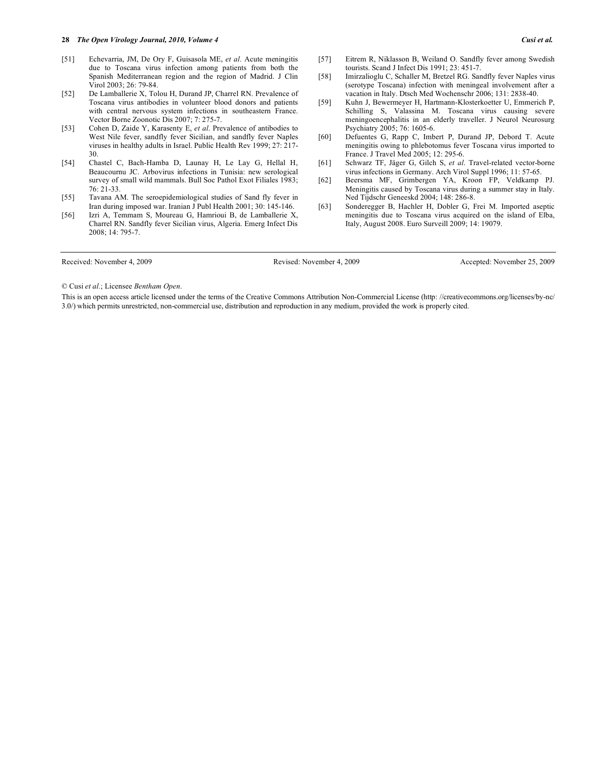[51] Echevarria, JM, De Ory F, Guisasola ME, *et al*. Acute meningitis due to Toscana virus infection among patients from both the Spanish Mediterranean region and the region of Madrid. J Clin Virol 2003; 26: 79-84.

[52] De Lamballerie X, Tolou H, Durand JP, Charrel RN. Prevalence of Toscana virus antibodies in volunteer blood donors and patients with central nervous system infections in southeastern France. Vector Borne Zoonotic Dis 2007; 7: 275-7.

[53] Cohen D, Zaide Y, Karasenty E, *et al*. Prevalence of antibodies to West Nile fever, sandfly fever Sicilian, and sandfly fever Naples viruses in healthy adults in Israel. Public Health Rev 1999; 27: 217-30.

[54] Chastel C, Bach-Hamba D, Launay H, Le Lay G, Hellal H, Beaucournu JC. Arbovirus infections in Tunisia: new serological survey of small wild mammals. Bull Soc Pathol Exot Filiales 1983; 76: 21-33.

[55] Tavana AM. The seroepidemiological studies of Sand fly fever in Iran during imposed war. Iranian J Publ Health 2001; 30: 145-146.

[56] Izri A, Temmam S, Moureau G, Hamrioui B, de Lamballerie X, Charrel RN. Sandfly fever Sicilian virus, Algeria. Emerg Infect Dis 2008; 14: 795-7.

[57] Eitrem R, Niklasson B, Weiland O. Sandfly fever among Swedish tourists. Scand J Infect Dis 1991; 23: 451-7.

[58] Imirzalioglu C, Schaller M, Bretzel RG. Sandfly fever Naples virus (serotype Toscana) infection with meningeal involvement after a vacation in Italy. Dtsch Med Wochenschr 2006; 131: 2838-40.

[59] Kuhn J, Bewermeyer H, Hartmann-Klosterkoetter U, Emmerich P, Schilling S, Valassina M. Toscana virus causing severe meningoencephalitis in an elderly traveller. J Neurol Neurosurg Psychiatry 2005; 76: 1605-6.

[60] Defuentes G, Rapp C, Imbert P, Durand JP, Debord T. Acute meningitis owing to phlebotomus fever Toscana virus imported to France. J Travel Med 2005; 12: 295-6.

[61] Schwarz TF, Jäger G, Gilch S, *et al.* Travel-related vector-borne virus infections in Germany. Arch Virol Suppl 1996; 11: 57-65.

[62] Beersma MF, Grimbergen YA, Kroon FP, Veldkamp PJ. Meningitis caused by Toscana virus during a summer stay in Italy. Ned Tijdschr Geneeskd 2004; 148: 286-8.

[63] Sonderegger B, Hachler H, Dobler G, Frei M. Imported aseptic meningitis due to Toscana virus acquired on the island of Elba, Italy, August 2008. Euro Surveill 2009; 14: 19079.

Received: November 4, 2009 Revised: November 4, 2009 Accepted: November 25, 2009

© Cusi *et al*.; Licensee *Bentham Open*.

This is an open access article licensed under the terms of the Creative Commons Attribution Non-Commercial License (http: //creativecommons.org/licenses/by-nc/3.0/) which permits unrestricted, non-commercial use, distribution and reproduction in any medium, provided the work is properly cited.